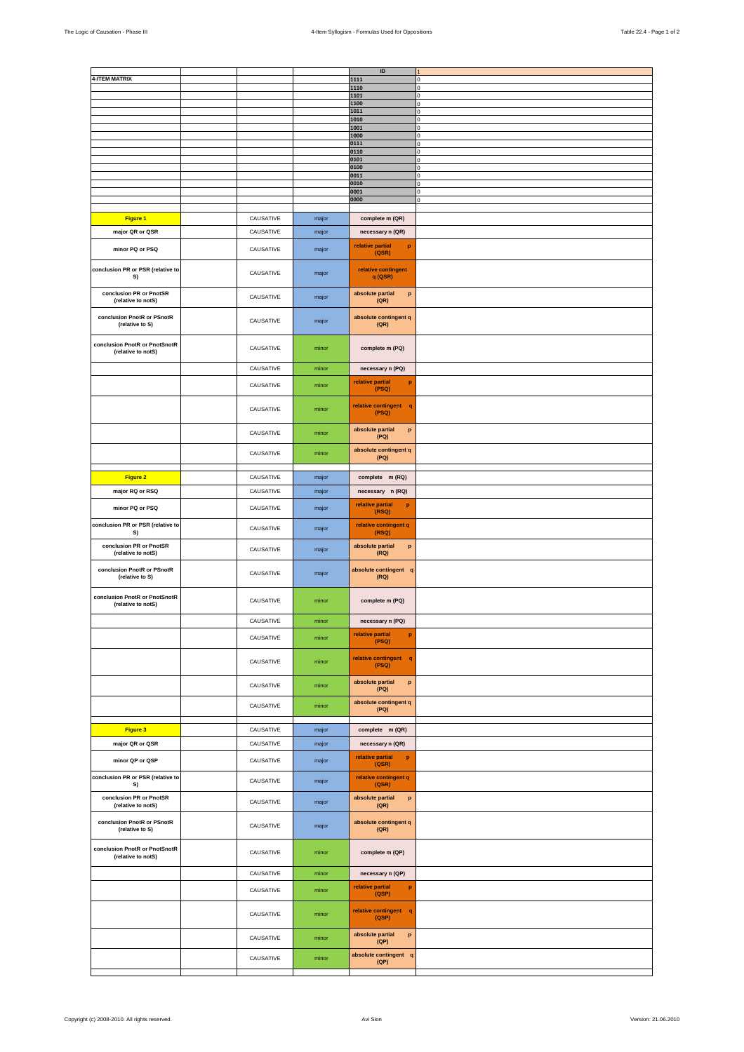| | | | | ID | 1 |
|---|---|---|---|---|---|
| **4-ITEM MATRIX** | | | | **1111** | 0 |
| | | | | **1110** | 0 |
| | | | | **1101** | 0 |
| | | | | **1100** | 0 |
| | | | | **1011** | 0 |
| | | | | **1010** | 0 |
| | | | | **1001** | 0 |
| | | | | **1000** | 0 |
| | | | | **0111** | 0 |
| | | | | **0110** | 0 |
| | | | | **0101** | 0 |
| | | | | **0100** | 0 |
| | | | | **0011** | 0 |
| | | | | **0010** | 0 |
| | | | | **0001** | 0 |
| | | | | **0000** | 0 |
| | | | | | |
| **Figure 1** | | CAUSATIVE | major | **complete m (QR)** | |
| **major QR or QSR** | | CAUSATIVE | major | **necessary n (QR)** | |
| **minor PQ or PSQ** | | CAUSATIVE | major | **relative partial p (QSR)** | |
| **conclusion PR or PSR (relative to S)** | | CAUSATIVE | major | **relative contingent q (QSR)** | |
| **conclusion PR or PnotSR (relative to notS)** | | CAUSATIVE | major | **absolute partial p (QR)** | |
| **conclusion PnotR or PSnotR (relative to S)** | | CAUSATIVE | major | **absolute contingent q (QR)** | |
| **conclusion PnotR or PnotSnotR (relative to notS)** | | CAUSATIVE | minor | **complete m (PQ)** | |
| | | CAUSATIVE | minor | **necessary n (PQ)** | |
| | | CAUSATIVE | minor | **relative partial p (PSQ)** | |
| | | CAUSATIVE | minor | **relative contingent q (PSQ)** | |
| | | CAUSATIVE | minor | **absolute partial p (PQ)** | |
| | | CAUSATIVE | minor | **absolute contingent q (PQ)** | |
| | | | | | |
| **Figure 2** | | CAUSATIVE | major | **complete m (RQ)** | |
| **major RQ or RSQ** | | CAUSATIVE | major | **necessary n (RQ)** | |
| **minor PQ or PSQ** | | CAUSATIVE | major | **relative partial p (RSQ)** | |
| **conclusion PR or PSR (relative to S)** | | CAUSATIVE | major | **relative contingent q (RSQ)** | |
| **conclusion PR or PnotSR (relative to notS)** | | CAUSATIVE | major | **absolute partial p (RQ)** | |
| **conclusion PnotR or PSnotR (relative to S)** | | CAUSATIVE | major | **absolute contingent q (RQ)** | |
| **conclusion PnotR or PnotSnotR (relative to notS)** | | CAUSATIVE | minor | **complete m (PQ)** | |
| | | CAUSATIVE | minor | **necessary n (PQ)** | |
| | | CAUSATIVE | minor | **relative partial p (PSQ)** | |
| | | CAUSATIVE | minor | **relative contingent q (PSQ)** | |
| | | CAUSATIVE | minor | **absolute partial p (PQ)** | |
| | | CAUSATIVE | minor | **absolute contingent q (PQ)** | |
| | | | | | |
| **Figure 3** | | CAUSATIVE | major | **complete m (QR)** | |
| **major QR or QSR** | | CAUSATIVE | major | **necessary n (QR)** | |
| **minor QP or QSP** | | CAUSATIVE | major | **relative partial p (QSR)** | |
| **conclusion PR or PSR (relative to S)** | | CAUSATIVE | major | **relative contingent q (QSR)** | |
| **conclusion PR or PnotSR (relative to notS)** | | CAUSATIVE | major | **absolute partial p (QR)** | |
| **conclusion PnotR or PSnotR (relative to S)** | | CAUSATIVE | major | **absolute contingent q (QR)** | |
| **conclusion PnotR or PnotSnotR (relative to notS)** | | CAUSATIVE | minor | **complete m (QP)** | |
| | | CAUSATIVE | minor | **necessary n (QP)** | |
| | | CAUSATIVE | minor | **relative partial p (QSP)** | |
| | | CAUSATIVE | minor | **relative contingent q (QSP)** | |
| | | CAUSATIVE | minor | **absolute partial p (QP)** | |
| | | CAUSATIVE | minor | **absolute contingent q (QP)** | |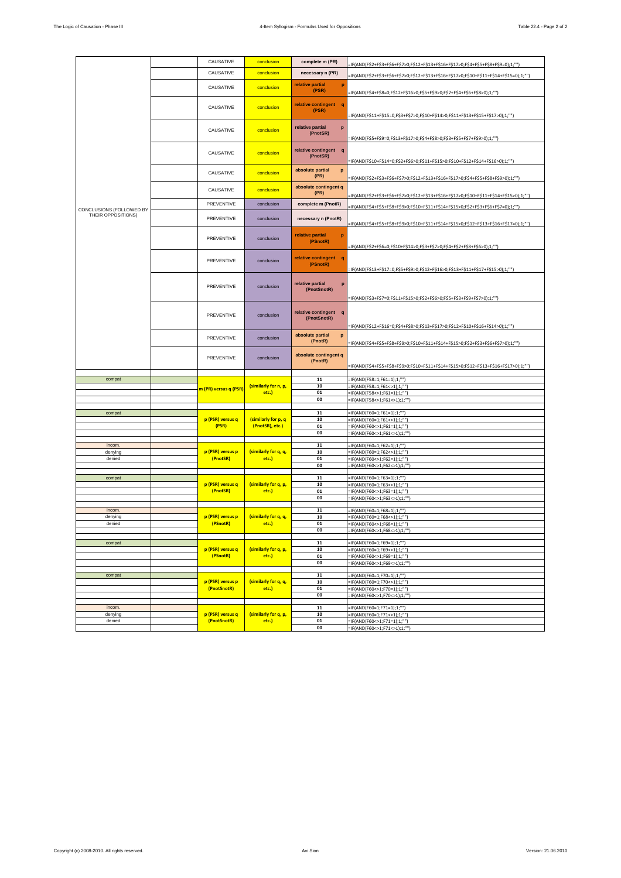| | | | | | |
|---|---|---|---|---|---|
| CONCLUSIONS (FOLLOWED BY THEIR OPPOSITIONS) | | CAUSATIVE | conclusion | complete m (PR) | =IF(AND(F$2+F$3+F$6+F$7>0;F$12+F$13+F$16+F$17>0;F$4+F$5+F$8+F$9=0);1;"") |
| | | CAUSATIVE | conclusion | necessary n (PR) | =IF(AND(F$2+F$3+F$6+F$7>0;F$12+F$13+F$16+F$17>0;F$10+F$11+F$14+F$15=0);1;"") |
| | | CAUSATIVE | conclusion | relative partial p (PSR) | =IF(AND(F$4+F$8=0;F$12+F$16>0;F$5+F$9>0;F$2+F$4+F$6+F$8>0);1;"") |
| | | CAUSATIVE | conclusion | relative contingent q (PSR) | =IF(AND(F$11+F$15=0;F$3+F$7>0;F$10+F$14>0;F$11+F$13+F$15+F$17>0);1;"") |
| | | CAUSATIVE | conclusion | relative partial p (PnotSR) | =IF(AND(F$5+F$9=0;F$13+F$17>0;F$4+F$8>0;F$3+F$5+F$7+F$9>0);1;"") |
| | | CAUSATIVE | conclusion | relative contingent q (PnotSR) | =IF(AND(F$10+F$14=0;F$2+F$6>0;F$11+F$15>0;F$10+F$12+F$14+F$16>0);1;"") |
| | | CAUSATIVE | conclusion | absolute partial p (PR) | =IF(AND(F$2+F$3+F$6+F$7>0;F$12+F$13+F$16+F$17>0;F$4+F$5+F$8+F$9>0);1;"") |
| | | CAUSATIVE | conclusion | absolute contingent q (PR) | =IF(AND(F$2+F$3+F$6+F$7>0;F$12+F$13+F$16+F$17>0;F$10+F$11+F$14+F$15>0);1;"") |
| | | PREVENTIVE | conclusion | complete m (PnotR) | =IF(AND(F$4+F$5+F$8+F$9>0;F$10+F$11+F$14+F$15>0;F$2+F$3+F$6+F$7=0);1;"") |
| | | PREVENTIVE | conclusion | necessary n (PnotR) | =IF(AND(F$4+F$5+F$8+F$9>0;F$10+F$11+F$14+F$15>0;F$12+F$13+F$16+F$17=0);1;"") |
| | | PREVENTIVE | conclusion | relative partial p (PSnotR) | =IF(AND(F$2+F$6=0;F$10+F$14>0;F$3+F$7>0;F$4+F$2+F$8+F$6>0);1;"") |
| | | PREVENTIVE | conclusion | relative contingent q (PSnotR) | =IF(AND(F$13+F$17=0;F$5+F$9>0;F$12+F$16>0;F$13+F$11+F$17+F$15>0);1;"") |
| | | PREVENTIVE | conclusion | relative partial p (PnotSnotR) | =IF(AND(F$3+F$7=0;F$11+F$15>0;F$2+F$6>0;F$5+F$3+F$9+F$7>0);1;"") |
| | | PREVENTIVE | conclusion | relative contingent q (PnotSnotR) | =IF(AND(F$12+F$16=0;F$4+F$8>0;F$13+F$17>0;F$12+F$10+F$16+F$14>0);1;"") |
| | | PREVENTIVE | conclusion | absolute partial p (PnotR) | =IF(AND(F$4+F$5+F$8+F$9>0;F$10+F$11+F$14+F$15>0;F$2+F$3+F$6+F$7>0);1;"") |
| | | PREVENTIVE | conclusion | absolute contingent q (PnotR) | =IF(AND(F$4+F$5+F$8+F$9>0;F$10+F$11+F$14+F$15>0;F$12+F$13+F$16+F$17>0);1;"") |
| | | | | | |
| compat | | m (PR) versus q (PSR) | (similarly for n, p, etc.) | 11 | =IF(AND(F58=1;F61=1);1;"") |
| | | | | 10 | =IF(AND(F58=1;F61<>1);1;"") |
| | | | | 01 | =IF(AND(F58<>1;F61=1);1;"") |
| | | | | 00 | =IF(AND(F58<>1;F61<>1);1;"") |
| | | | | | |
| compat | | p (PSR) versus q (PSR) | (similarly for p, q (PnotSR), etc.) | 11 | =IF(AND(F60=1;F61=1);1;"") |
| | | | | 10 | =IF(AND(F60=1;F61<>1);1;"") |
| | | | | 01 | =IF(AND(F60<>1;F61=1);1;"") |
| | | | | 00 | =IF(AND(F60<>1;F61<>1);1;"") |
| | | | | | |
| incom. denying denied | | p (PSR) versus p (PnotSR) | (similarly for q, q, etc.) | 11 | =IF(AND(F60=1;F62=1);1;"") |
| | | | | 10 | =IF(AND(F60=1;F62<>1);1;"") |
| | | | | 01 | =IF(AND(F60<>1;F62=1);1;"") |
| | | | | 00 | =IF(AND(F60<>1;F62<>1);1;"") |
| | | | | | |
| compat | | p (PSR) versus q (PnotSR) | (similarly for q, p, etc.) | 11 | =IF(AND(F60=1;F63=1);1;"") |
| | | | | 10 | =IF(AND(F60=1;F63<>1);1;"") |
| | | | | 01 | =IF(AND(F60<>1;F63=1);1;"") |
| | | | | 00 | =IF(AND(F60<>1;F63<>1);1;"") |
| | | | | | |
| incom. denying denied | | p (PSR) versus p (PSnotR) | (similarly for q, q, etc.) | 11 | =IF(AND(F60=1;F68=1);1;"") |
| | | | | 10 | =IF(AND(F60=1;F68<>1);1;"") |
| | | | | 01 | =IF(AND(F60<>1;F68=1);1;"") |
| | | | | 00 | =IF(AND(F60<>1;F68<>1);1;"") |
| | | | | | |
| compat | | p (PSR) versus q (PSnotR) | (similarly for q, p, etc.) | 11 | =IF(AND(F60=1;F69=1);1;"") |
| | | | | 10 | =IF(AND(F60=1;F69<>1);1;"") |
| | | | | 01 | =IF(AND(F60<>1;F69=1);1;"") |
| | | | | 00 | =IF(AND(F60<>1;F69<>1);1;"") |
| | | | | | |
| compat | | p (PSR) versus p (PnotSnotR) | (similarly for q, q, etc.) | 11 | =IF(AND(F60=1;F70=1);1;"") |
| | | | | 10 | =IF(AND(F60=1;F70<>1);1;"") |
| | | | | 01 | =IF(AND(F60<>1;F70=1);1;"") |
| | | | | 00 | =IF(AND(F60<>1;F70<>1);1;"") |
| | | | | | |
| incom. denying denied | | p (PSR) versus q (PnotSnotR) | (similarly for q, p, etc.) | 11 | =IF(AND(F60=1;F71=1);1;"") |
| | | | | 10 | =IF(AND(F60=1;F71<>1);1;"") |
| | | | | 01 | =IF(AND(F60<>1;F71=1);1;"") |
| | | | | 00 | =IF(AND(F60<>1;F71<>1);1;"") |